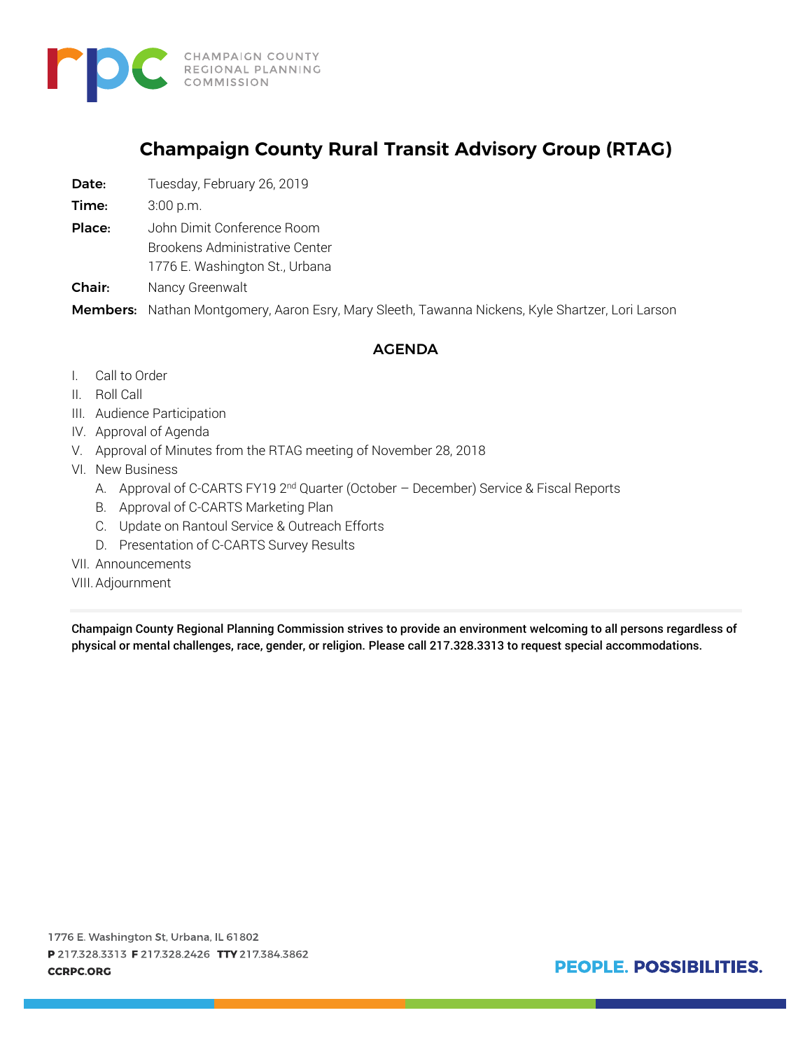CHAMPAIGN COUNTY REGIONAL PLANNING COMMISSION

# Champaign County Rural Transit Advisory Group (RTAG)

**Date:** Tuesday, February 26, 2019

**Time:** 3:00 p.m.

**Place:** John Dimit Conference Room
Brookens Administrative Center
1776 E. Washington St., Urbana

**Chair:** Nancy Greenwalt

**Members:** Nathan Montgomery, Aaron Esry, Mary Sleeth, Tawanna Nickens, Kyle Shartzer, Lori Larson

## AGENDA

I. Call to Order

II. Roll Call

III. Audience Participation

IV. Approval of Agenda

V. Approval of Minutes from the RTAG meeting of November 28, 2018

VI. New Business

   A. Approval of C-CARTS FY19 2nd Quarter (October – December) Service & Fiscal Reports

   B. Approval of C-CARTS Marketing Plan

   C. Update on Rantoul Service & Outreach Efforts

   D. Presentation of C-CARTS Survey Results

VII. Announcements

VIII. Adjournment

**Champaign County Regional Planning Commission strives to provide an environment welcoming to all persons regardless of physical or mental challenges, race, gender, or religion. Please call 217.328.3313 to request special accommodations.**

1776 E. Washington St, Urbana, IL 61802
**P** 217.328.3313 **F** 217.328.2426 **TTY** 217.384.3862
**CCRPC.ORG**

**PEOPLE. POSSIBILITIES.**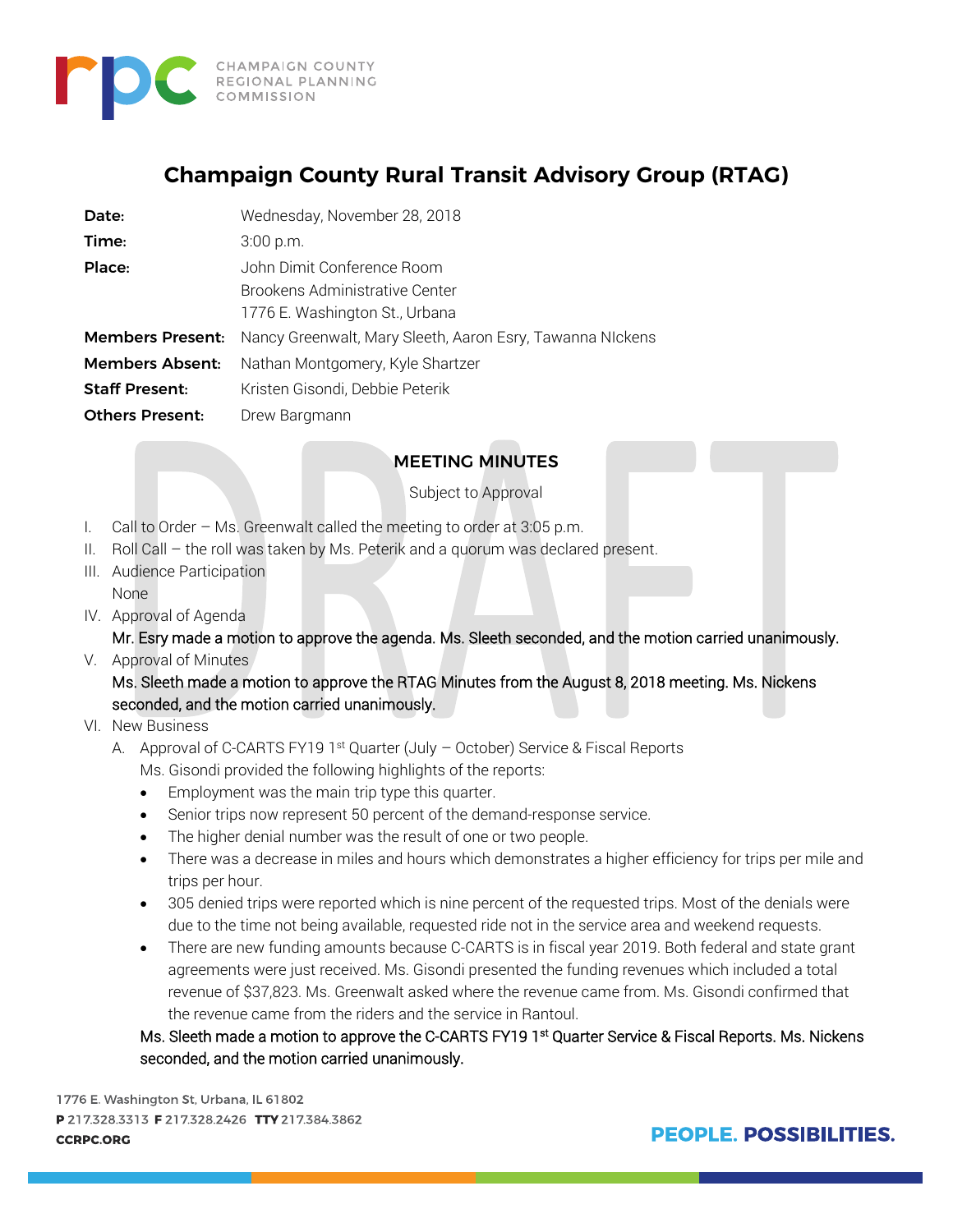# Champaign County Rural Transit Advisory Group (RTAG)

| | |
|---|---|
| **Date:** | Wednesday, November 28, 2018 |
| **Time:** | 3:00 p.m. |
| **Place:** | John Dimit Conference Room<br>Brookens Administrative Center<br>1776 E. Washington St., Urbana |
| **Members Present:** | Nancy Greenwalt, Mary Sleeth, Aaron Esry, Tawanna NIckens |
| **Members Absent:** | Nathan Montgomery, Kyle Shartzer |
| **Staff Present:** | Kristen Gisondi, Debbie Peterik |
| **Others Present:** | Drew Bargmann |

## MEETING MINUTES

Subject to Approval

I. Call to Order – Ms. Greenwalt called the meeting to order at 3:05 p.m.

II. Roll Call – the roll was taken by Ms. Peterik and a quorum was declared present.

III. Audience Participation

None

IV. Approval of Agenda

Mr. Esry made a motion to approve the agenda. Ms. Sleeth seconded, and the motion carried unanimously.

V. Approval of Minutes

Ms. Sleeth made a motion to approve the RTAG Minutes from the August 8, 2018 meeting. Ms. Nickens seconded, and the motion carried unanimously.

VI. New Business

A. Approval of C-CARTS FY19 1st Quarter (July – October) Service & Fiscal Reports

Ms. Gisondi provided the following highlights of the reports:

- Employment was the main trip type this quarter.
- Senior trips now represent 50 percent of the demand-response service.
- The higher denial number was the result of one or two people.
- There was a decrease in miles and hours which demonstrates a higher efficiency for trips per mile and trips per hour.
- 305 denied trips were reported which is nine percent of the requested trips. Most of the denials were due to the time not being available, requested ride not in the service area and weekend requests.
- There are new funding amounts because C-CARTS is in fiscal year 2019. Both federal and state grant agreements were just received. Ms. Gisondi presented the funding revenues which included a total revenue of $37,823. Ms. Greenwalt asked where the revenue came from. Ms. Gisondi confirmed that the revenue came from the riders and the service in Rantoul.

Ms. Sleeth made a motion to approve the C-CARTS FY19 1st Quarter Service & Fiscal Reports. Ms. Nickens seconded, and the motion carried unanimously.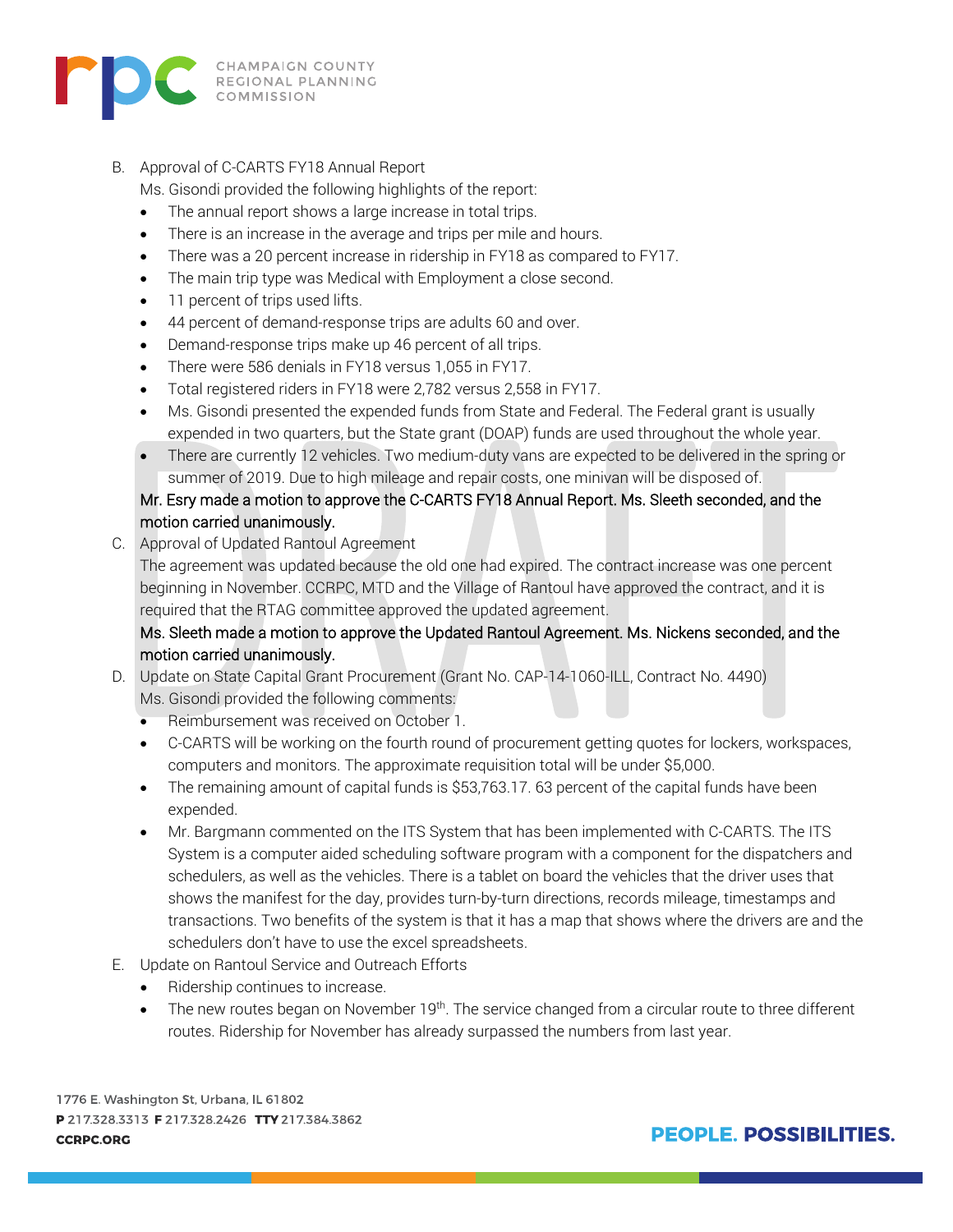B. Approval of C-CARTS FY18 Annual Report

Ms. Gisondi provided the following highlights of the report:

- The annual report shows a large increase in total trips.
- There is an increase in the average and trips per mile and hours.
- There was a 20 percent increase in ridership in FY18 as compared to FY17.
- The main trip type was Medical with Employment a close second.
- 11 percent of trips used lifts.
- 44 percent of demand-response trips are adults 60 and over.
- Demand-response trips make up 46 percent of all trips.
- There were 586 denials in FY18 versus 1,055 in FY17.
- Total registered riders in FY18 were 2,782 versus 2,558 in FY17.
- Ms. Gisondi presented the expended funds from State and Federal. The Federal grant is usually expended in two quarters, but the State grant (DOAP) funds are used throughout the whole year.
- There are currently 12 vehicles. Two medium-duty vans are expected to be delivered in the spring or summer of 2019. Due to high mileage and repair costs, one minivan will be disposed of.

Mr. Esry made a motion to approve the C-CARTS FY18 Annual Report. Ms. Sleeth seconded, and the motion carried unanimously.

C. Approval of Updated Rantoul Agreement

The agreement was updated because the old one had expired. The contract increase was one percent beginning in November. CCRPC, MTD and the Village of Rantoul have approved the contract, and it is required that the RTAG committee approved the updated agreement.

Ms. Sleeth made a motion to approve the Updated Rantoul Agreement. Ms. Nickens seconded, and the motion carried unanimously.

D. Update on State Capital Grant Procurement (Grant No. CAP-14-1060-ILL, Contract No. 4490)

Ms. Gisondi provided the following comments:

- Reimbursement was received on October 1.
- C-CARTS will be working on the fourth round of procurement getting quotes for lockers, workspaces, computers and monitors. The approximate requisition total will be under $5,000.
- The remaining amount of capital funds is $53,763.17. 63 percent of the capital funds have been expended.
- Mr. Bargmann commented on the ITS System that has been implemented with C-CARTS. The ITS System is a computer aided scheduling software program with a component for the dispatchers and schedulers, as well as the vehicles. There is a tablet on board the vehicles that the driver uses that shows the manifest for the day, provides turn-by-turn directions, records mileage, timestamps and transactions. Two benefits of the system is that it has a map that shows where the drivers are and the schedulers don't have to use the excel spreadsheets.

E. Update on Rantoul Service and Outreach Efforts

- Ridership continues to increase.
- The new routes began on November 19th. The service changed from a circular route to three different routes. Ridership for November has already surpassed the numbers from last year.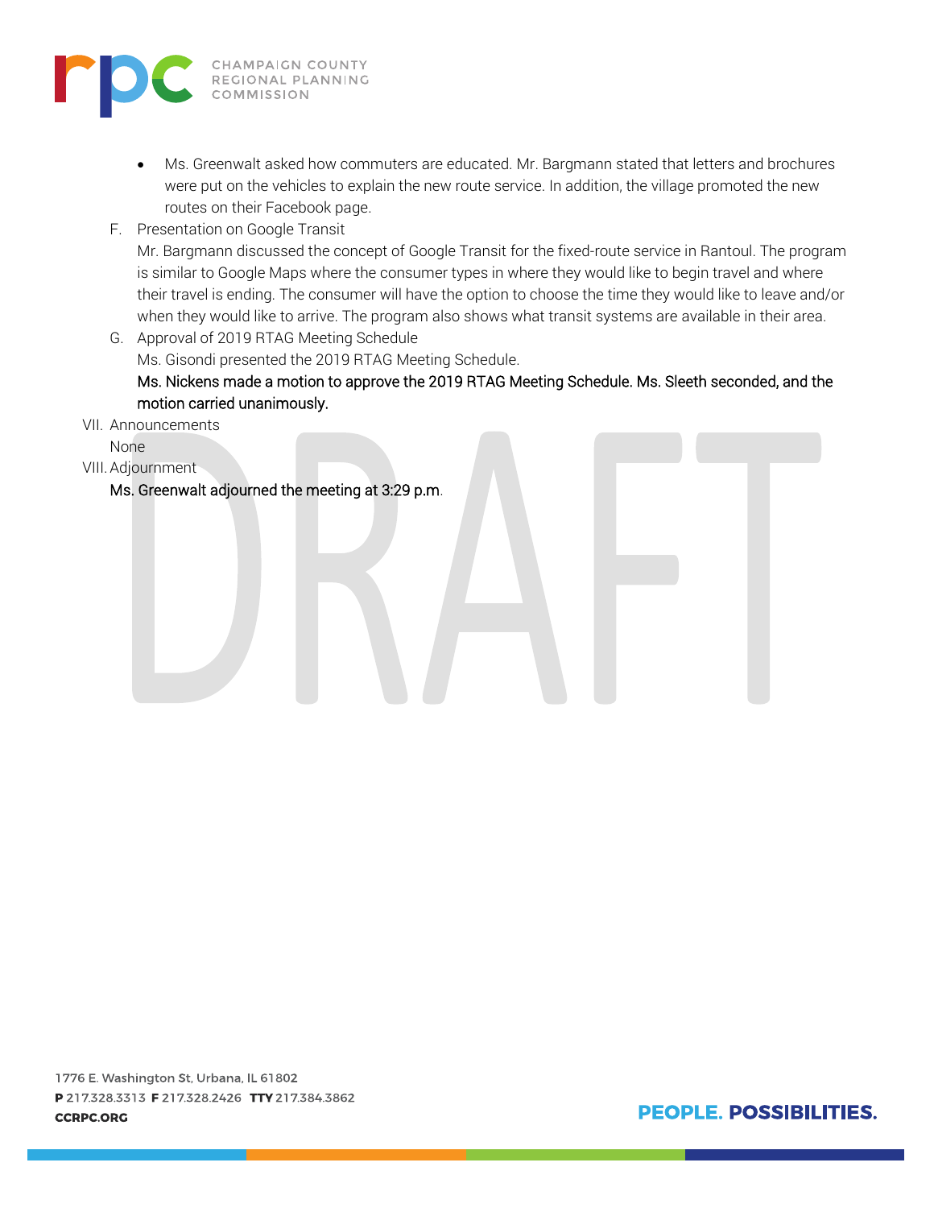- Ms. Greenwalt asked how commuters are educated. Mr. Bargmann stated that letters and brochures were put on the vehicles to explain the new route service. In addition, the village promoted the new routes on their Facebook page.

F. Presentation on Google Transit

Mr. Bargmann discussed the concept of Google Transit for the fixed-route service in Rantoul. The program is similar to Google Maps where the consumer types in where they would like to begin travel and where their travel is ending. The consumer will have the option to choose the time they would like to leave and/or when they would like to arrive. The program also shows what transit systems are available in their area.

G. Approval of 2019 RTAG Meeting Schedule

Ms. Gisondi presented the 2019 RTAG Meeting Schedule.

Ms. Nickens made a motion to approve the 2019 RTAG Meeting Schedule. Ms. Sleeth seconded, and the motion carried unanimously.

VII. Announcements

None

VIII. Adjournment

Ms. Greenwalt adjourned the meeting at 3:29 p.m.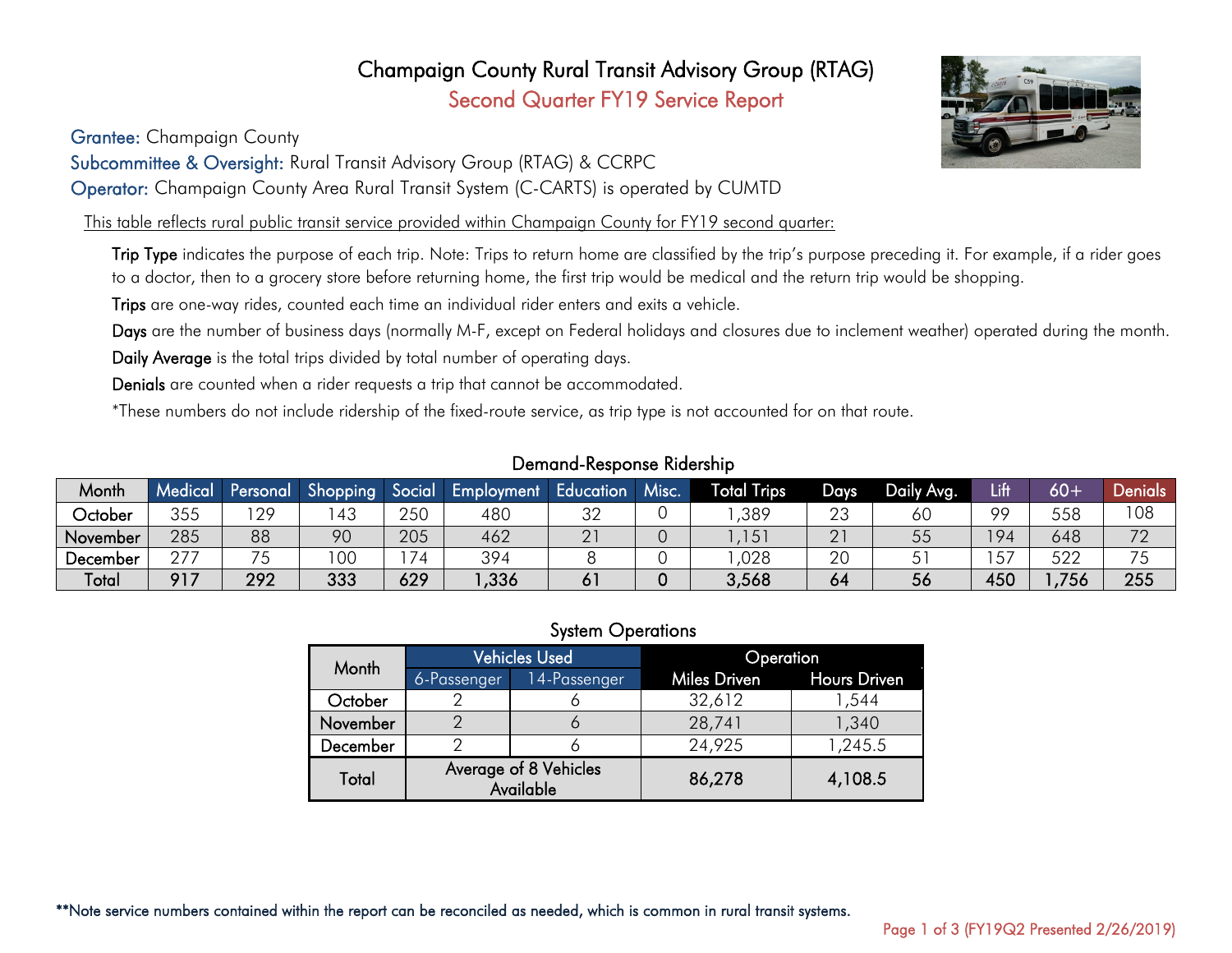# Champaign County Rural Transit Advisory Group (RTAG)

## Second Quarter FY19 Service Report

**Grantee:** Champaign County

**Subcommittee & Oversight:** Rural Transit Advisory Group (RTAG) & CCRPC

**Operator:** Champaign County Area Rural Transit System (C-CARTS) is operated by CUMTD

This table reflects rural public transit service provided within Champaign County for FY19 second quarter:

**Trip Type** indicates the purpose of each trip. Note: Trips to return home are classified by the trip's purpose preceding it. For example, if a rider goes to a doctor, then to a grocery store before returning home, the first trip would be medical and the return trip would be shopping.

**Trips** are one-way rides, counted each time an individual rider enters and exits a vehicle.

**Days** are the number of business days (normally M-F, except on Federal holidays and closures due to inclement weather) operated during the month.

**Daily Average** is the total trips divided by total number of operating days.

**Denials** are counted when a rider requests a trip that cannot be accommodated.

*These numbers do not include ridership of the fixed-route service, as trip type is not accounted for on that route.

### Demand-Response Ridership

| Month | Medical | Personal | Shopping | Social | Employment | Education | Misc. | Total Trips | Days | Daily Avg. | Lift | 60+ | Denials |
|---|---|---|---|---|---|---|---|---|---|---|---|---|---|
| October | 355 | 129 | 143 | 250 | 480 | 32 | 0 | 1,389 | 23 | 60 | 99 | 558 | 108 |
| November | 285 | 88 | 90 | 205 | 462 | 21 | 0 | 1,151 | 21 | 55 | 194 | 648 | 72 |
| December | 277 | 75 | 100 | 174 | 394 | 8 | 0 | 1,028 | 20 | 51 | 157 | 522 | 75 |
| **Total** | **917** | **292** | **333** | **629** | **1,336** | **61** | **0** | **3,568** | **64** | **56** | **450** | **1,756** | **255** |

### System Operations

| Month | Vehicles Used | | Operation | |
|---|---|---|---|---|
| | 6-Passenger | 14-Passenger | Miles Driven | Hours Driven |
| October | 2 | 6 | 32,612 | 1,544 |
| November | 2 | 6 | 28,741 | 1,340 |
| December | 2 | 6 | 24,925 | 1,245.5 |
| Total | Average of 8 Vehicles Available | | **86,278** | **4,108.5** |

**Note service numbers contained within the report can be reconciled as needed, which is common in rural transit systems.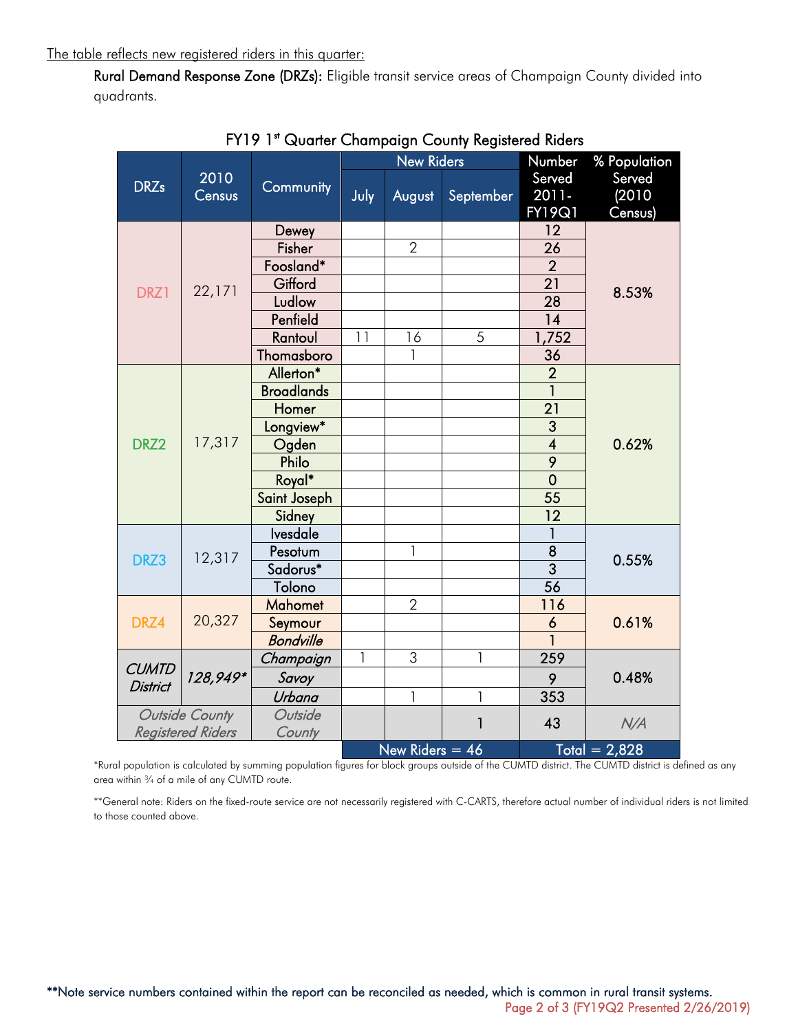The table reflects new registered riders in this quarter:

**Rural Demand Response Zone (DRZs):** Eligible transit service areas of Champaign County divided into quadrants.

### FY19 1st Quarter Champaign County Registered Riders

| DRZs | 2010 Census | Community | New Riders | | | Number Served 2011-FY19Q1 | % Population Served (2010 Census) |
|---|---|---|---|---|---|---|---|
| | | | July | August | September | | |
| DRZ1 | 22,171 | Dewey | | | | 12 | 8.53% |
| | | Fisher | | 2 | | 26 | |
| | | Foosland* | | | | 2 | |
| | | Gifford | | | | 21 | |
| | | Ludlow | | | | 28 | |
| | | Penfield | | | | 14 | |
| | | Rantoul | 11 | 16 | 5 | 1,752 | |
| | | Thomasboro | | 1 | | 36 | |
| DRZ2 | 17,317 | Allerton* | | | | 2 | 0.62% |
| | | Broadlands | | | | 1 | |
| | | Homer | | | | 21 | |
| | | Longview* | | | | 3 | |
| | | Ogden | | | | 4 | |
| | | Philo | | | | 9 | |
| | | Royal* | | | | 0 | |
| | | Saint Joseph | | | | 55 | |
| | | Sidney | | | | 12 | |
| DRZ3 | 12,317 | Ivesdale | | | | 1 | 0.55% |
| | | Pesotum | | 1 | | 8 | |
| | | Sadorus* | | | | 3 | |
| | | Tolono | | | | 56 | |
| DRZ4 | 20,327 | Mahomet | | 2 | | 116 | 0.61% |
| | | Seymour | | | | 6 | |
| | | *Bondville* | | | | 1 | |
| *CUMTD District* | *128,949** | *Champaign* | 1 | 3 | 1 | 259 | 0.48% |
| | | *Savoy* | | | | 9 | |
| | | *Urbana* | | 1 | 1 | 353 | |
| *Outside County Registered Riders* | | *Outside County* | | | 1 | 43 | *N/A* |
| | | | New Riders = 46 | | | Total = 2,828 | |

*Rural population is calculated by summing population figures for block groups outside of the CUMTD district. The CUMTD district is defined as any area within ¾ of a mile of any CUMTD route.

**General note: Riders on the fixed-route service are not necessarily registered with C-CARTS, therefore actual number of individual riders is not limited to those counted above.

**Note service numbers contained within the report can be reconciled as needed, which is common in rural transit systems.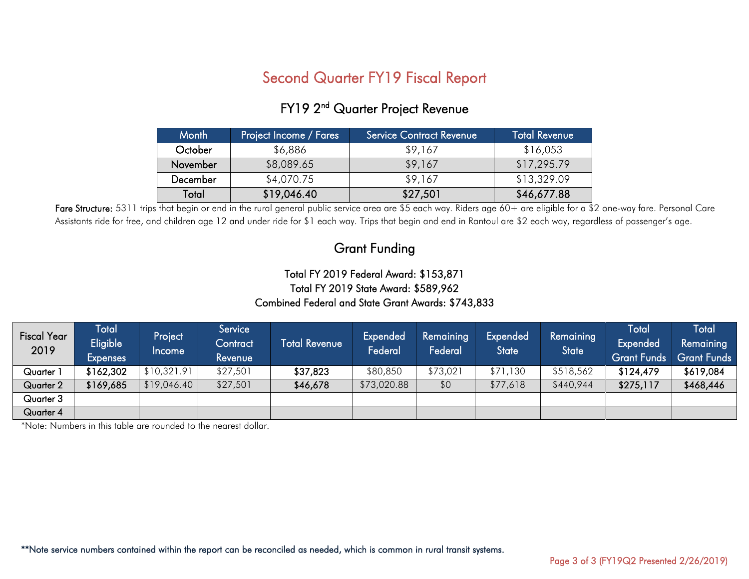# Second Quarter FY19 Fiscal Report

## FY19 2nd Quarter Project Revenue

| Month | Project Income / Fares | Service Contract Revenue | Total Revenue |
|---|---|---|---|
| October | $6,886 | $9,167 | $16,053 |
| November | $8,089.65 | $9,167 | $17,295.79 |
| December | $4,070.75 | $9,167 | $13,329.09 |
| **Total** | **$19,046.40** | **$27,501** | **$46,677.88** |

**Fare Structure:** 5311 trips that begin or end in the rural general public service area are $5 each way. Riders age 60+ are eligible for a $2 one-way fare. Personal Care Assistants ride for free, and children age 12 and under ride for $1 each way. Trips that begin and end in Rantoul are $2 each way, regardless of passenger's age.

## Grant Funding

Total FY 2019 Federal Award: $153,871
Total FY 2019 State Award: $589,962
Combined Federal and State Grant Awards: $743,833

| Fiscal Year 2019 | Total Eligible Expenses | Project Income | Service Contract Revenue | Total Revenue | Expended Federal | Remaining Federal | Expended State | Remaining State | Total Expended Grant Funds | Total Remaining Grant Funds |
|---|---|---|---|---|---|---|---|---|---|---|
| Quarter 1 | **$162,302** | $10,321.91 | $27,501 | **$37,823** | $80,850 | $73,021 | $71,130 | $518,562 | **$124,479** | **$619,084** |
| Quarter 2 | **$169,685** | $19,046.40 | $27,501 | **$46,678** | $73,020.88 | $0 | $77,618 | $440,944 | **$275,117** | **$468,446** |
| Quarter 3 | | | | | | | | | | |
| Quarter 4 | | | | | | | | | | |

*Note: Numbers in this table are rounded to the nearest dollar.

**Note service numbers contained within the report can be reconciled as needed, which is common in rural transit systems.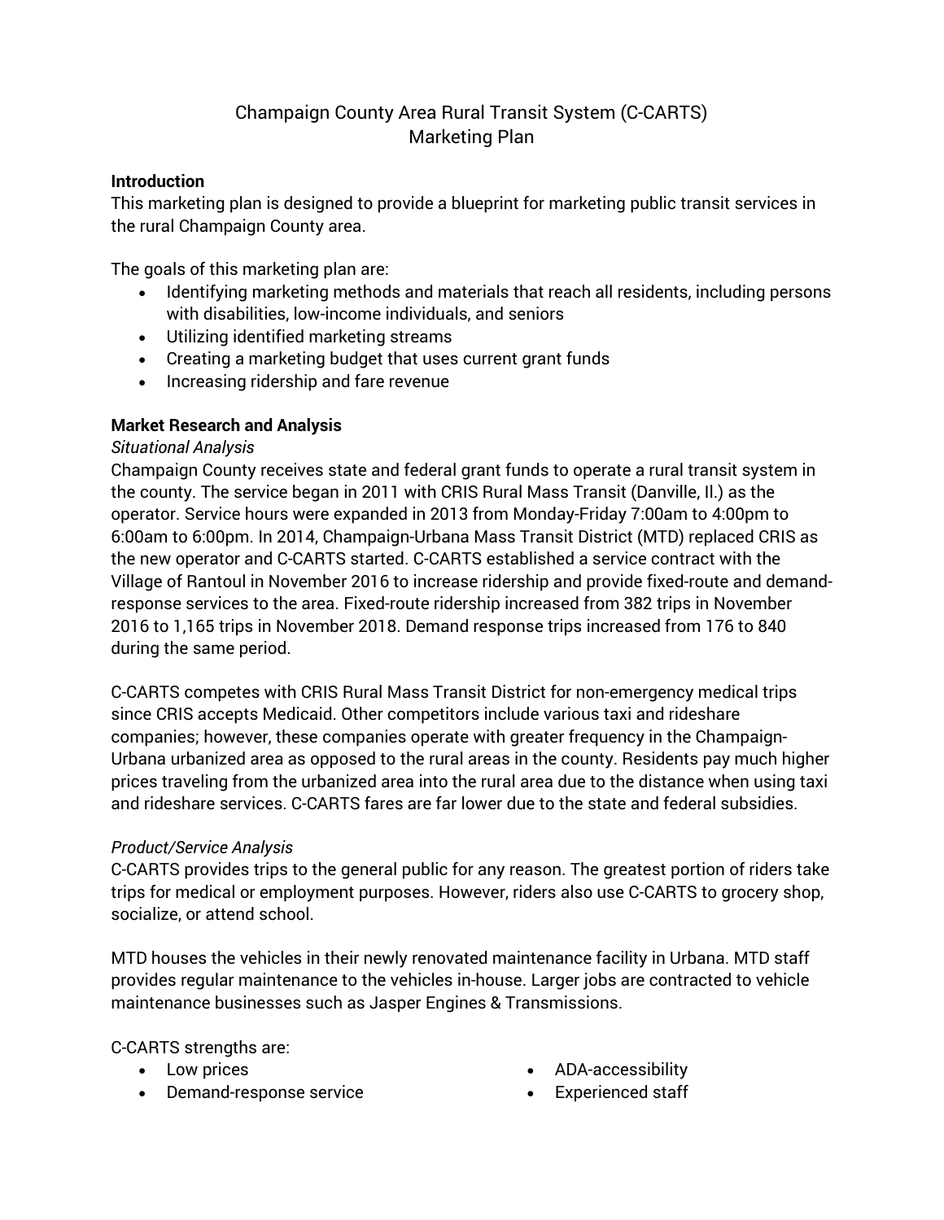# Champaign County Area Rural Transit System (C-CARTS)
# Marketing Plan

**Introduction**

This marketing plan is designed to provide a blueprint for marketing public transit services in the rural Champaign County area.

The goals of this marketing plan are:

- Identifying marketing methods and materials that reach all residents, including persons with disabilities, low-income individuals, and seniors
- Utilizing identified marketing streams
- Creating a marketing budget that uses current grant funds
- Increasing ridership and fare revenue

**Market Research and Analysis**

*Situational Analysis*

Champaign County receives state and federal grant funds to operate a rural transit system in the county. The service began in 2011 with CRIS Rural Mass Transit (Danville, Il.) as the operator. Service hours were expanded in 2013 from Monday-Friday 7:00am to 4:00pm to 6:00am to 6:00pm. In 2014, Champaign-Urbana Mass Transit District (MTD) replaced CRIS as the new operator and C-CARTS started. C-CARTS established a service contract with the Village of Rantoul in November 2016 to increase ridership and provide fixed-route and demand-response services to the area. Fixed-route ridership increased from 382 trips in November 2016 to 1,165 trips in November 2018. Demand response trips increased from 176 to 840 during the same period.

C-CARTS competes with CRIS Rural Mass Transit District for non-emergency medical trips since CRIS accepts Medicaid. Other competitors include various taxi and rideshare companies; however, these companies operate with greater frequency in the Champaign-Urbana urbanized area as opposed to the rural areas in the county. Residents pay much higher prices traveling from the urbanized area into the rural area due to the distance when using taxi and rideshare services. C-CARTS fares are far lower due to the state and federal subsidies.

*Product/Service Analysis*

C-CARTS provides trips to the general public for any reason. The greatest portion of riders take trips for medical or employment purposes. However, riders also use C-CARTS to grocery shop, socialize, or attend school.

MTD houses the vehicles in their newly renovated maintenance facility in Urbana. MTD staff provides regular maintenance to the vehicles in-house. Larger jobs are contracted to vehicle maintenance businesses such as Jasper Engines & Transmissions.

C-CARTS strengths are:

- Low prices
- Demand-response service
- ADA-accessibility
- Experienced staff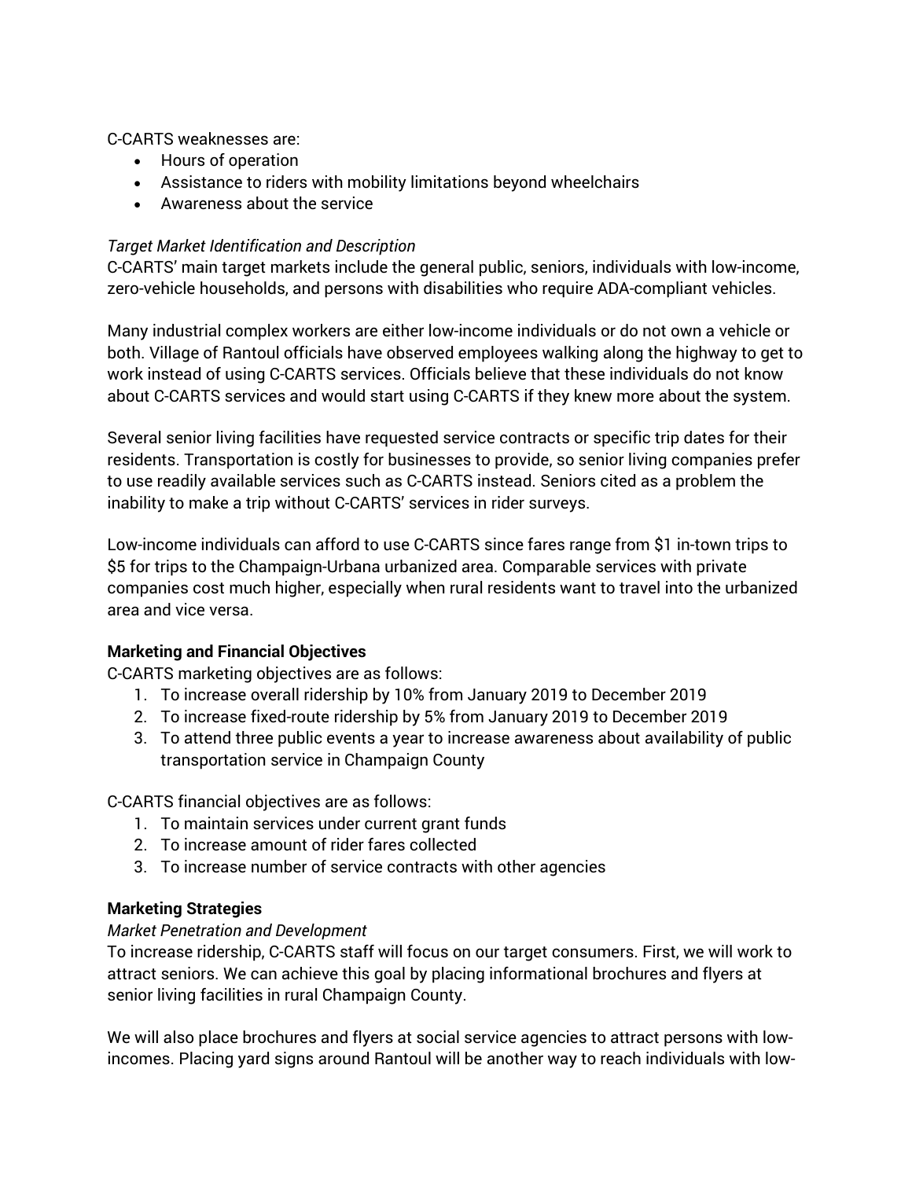C-CARTS weaknesses are:

- Hours of operation
- Assistance to riders with mobility limitations beyond wheelchairs
- Awareness about the service

*Target Market Identification and Description*

C-CARTS' main target markets include the general public, seniors, individuals with low-income, zero-vehicle households, and persons with disabilities who require ADA-compliant vehicles.

Many industrial complex workers are either low-income individuals or do not own a vehicle or both. Village of Rantoul officials have observed employees walking along the highway to get to work instead of using C-CARTS services. Officials believe that these individuals do not know about C-CARTS services and would start using C-CARTS if they knew more about the system.

Several senior living facilities have requested service contracts or specific trip dates for their residents. Transportation is costly for businesses to provide, so senior living companies prefer to use readily available services such as C-CARTS instead. Seniors cited as a problem the inability to make a trip without C-CARTS' services in rider surveys.

Low-income individuals can afford to use C-CARTS since fares range from $1 in-town trips to $5 for trips to the Champaign-Urbana urbanized area. Comparable services with private companies cost much higher, especially when rural residents want to travel into the urbanized area and vice versa.

**Marketing and Financial Objectives**

C-CARTS marketing objectives are as follows:

1. To increase overall ridership by 10% from January 2019 to December 2019
2. To increase fixed-route ridership by 5% from January 2019 to December 2019
3. To attend three public events a year to increase awareness about availability of public transportation service in Champaign County

C-CARTS financial objectives are as follows:

1. To maintain services under current grant funds
2. To increase amount of rider fares collected
3. To increase number of service contracts with other agencies

**Marketing Strategies**

*Market Penetration and Development*

To increase ridership, C-CARTS staff will focus on our target consumers. First, we will work to attract seniors. We can achieve this goal by placing informational brochures and flyers at senior living facilities in rural Champaign County.

We will also place brochures and flyers at social service agencies to attract persons with low-incomes. Placing yard signs around Rantoul will be another way to reach individuals with low-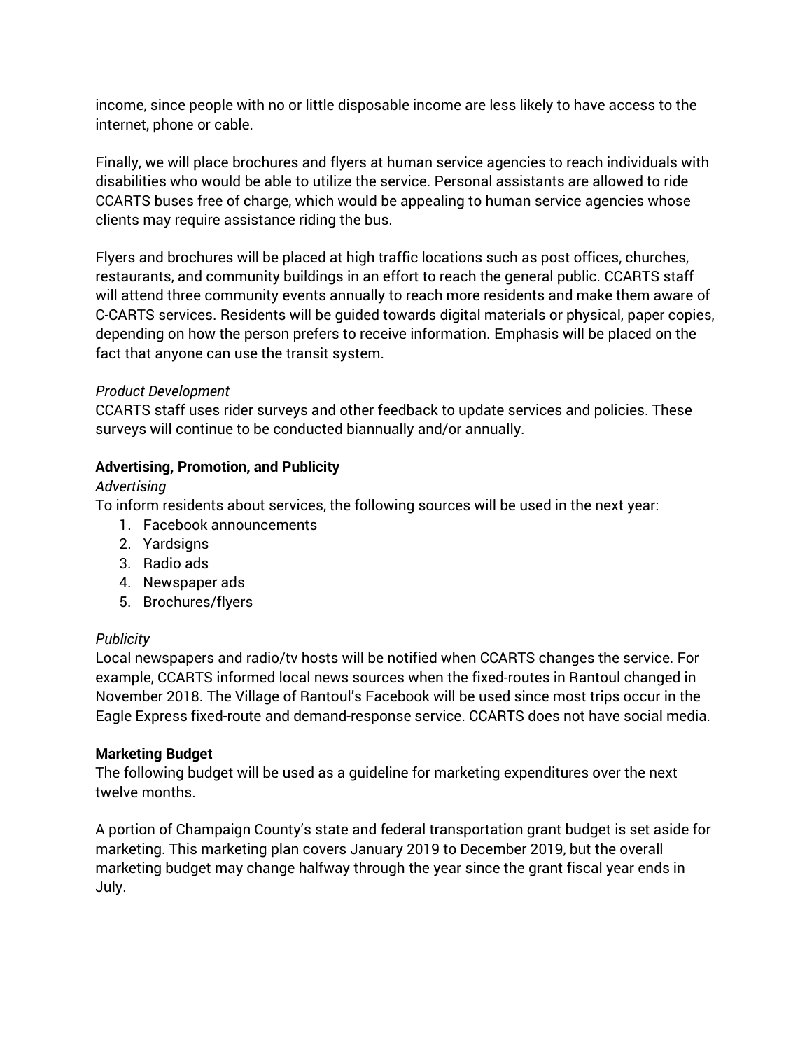income, since people with no or little disposable income are less likely to have access to the internet, phone or cable.

Finally, we will place brochures and flyers at human service agencies to reach individuals with disabilities who would be able to utilize the service. Personal assistants are allowed to ride CCARTS buses free of charge, which would be appealing to human service agencies whose clients may require assistance riding the bus.

Flyers and brochures will be placed at high traffic locations such as post offices, churches, restaurants, and community buildings in an effort to reach the general public. CCARTS staff will attend three community events annually to reach more residents and make them aware of C-CARTS services. Residents will be guided towards digital materials or physical, paper copies, depending on how the person prefers to receive information. Emphasis will be placed on the fact that anyone can use the transit system.

*Product Development*
CCARTS staff uses rider surveys and other feedback to update services and policies. These surveys will continue to be conducted biannually and/or annually.

**Advertising, Promotion, and Publicity**

*Advertising*
To inform residents about services, the following sources will be used in the next year:

1. Facebook announcements
2. Yardsigns
3. Radio ads
4. Newspaper ads
5. Brochures/flyers

*Publicity*
Local newspapers and radio/tv hosts will be notified when CCARTS changes the service. For example, CCARTS informed local news sources when the fixed-routes in Rantoul changed in November 2018. The Village of Rantoul's Facebook will be used since most trips occur in the Eagle Express fixed-route and demand-response service. CCARTS does not have social media.

**Marketing Budget**

The following budget will be used as a guideline for marketing expenditures over the next twelve months.

A portion of Champaign County's state and federal transportation grant budget is set aside for marketing. This marketing plan covers January 2019 to December 2019, but the overall marketing budget may change halfway through the year since the grant fiscal year ends in July.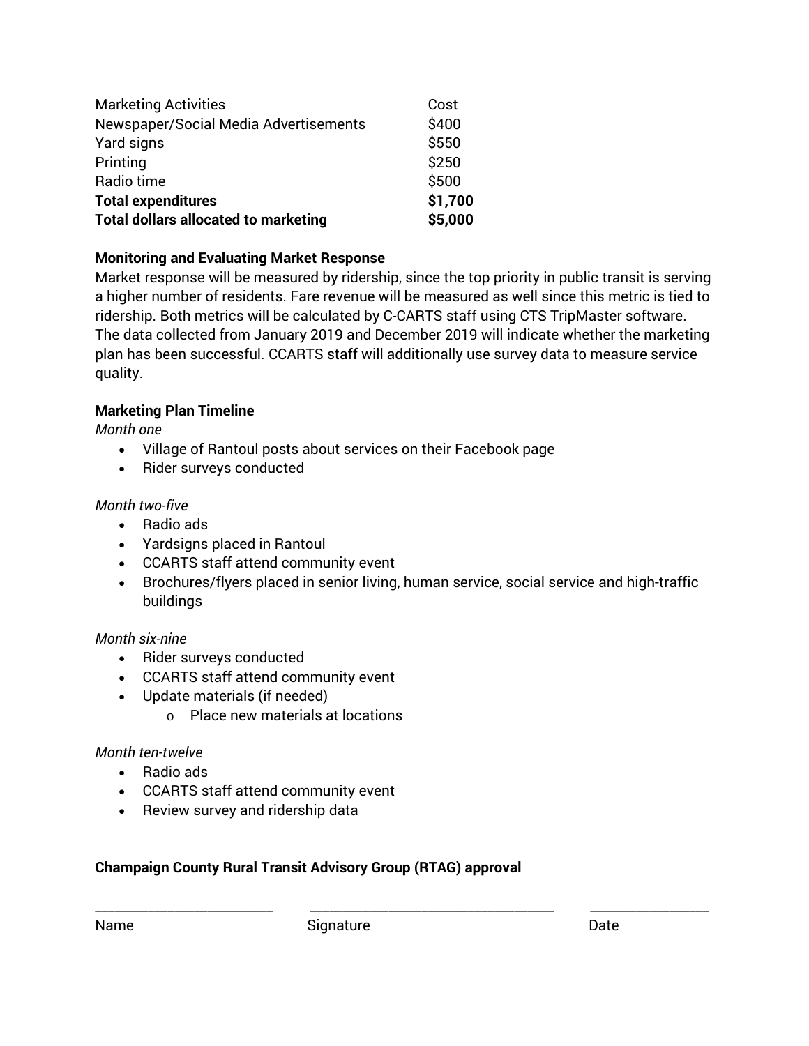| Marketing Activities | Cost |
|---|---|
| Newspaper/Social Media Advertisements | $400 |
| Yard signs | $550 |
| Printing | $250 |
| Radio time | $500 |
| **Total expenditures** | **$1,700** |
| **Total dollars allocated to marketing** | **$5,000** |

**Monitoring and Evaluating Market Response**

Market response will be measured by ridership, since the top priority in public transit is serving a higher number of residents. Fare revenue will be measured as well since this metric is tied to ridership. Both metrics will be calculated by C-CARTS staff using CTS TripMaster software. The data collected from January 2019 and December 2019 will indicate whether the marketing plan has been successful. CCARTS staff will additionally use survey data to measure service quality.

**Marketing Plan Timeline**

*Month one*

- Village of Rantoul posts about services on their Facebook page
- Rider surveys conducted

*Month two-five*

- Radio ads
- Yardsigns placed in Rantoul
- CCARTS staff attend community event
- Brochures/flyers placed in senior living, human service, social service and high-traffic buildings

*Month six-nine*

- Rider surveys conducted
- CCARTS staff attend community event
- Update materials (if needed)
  - Place new materials at locations

*Month ten-twelve*

- Radio ads
- CCARTS staff attend community event
- Review survey and ridership data

**Champaign County Rural Transit Advisory Group (RTAG) approval**

\_\_\_\_\_\_\_\_\_\_\_\_\_\_\_\_\_\_\_\_\_\_\_\_\_ \_\_\_\_\_\_\_\_\_\_\_\_\_\_\_\_\_\_\_\_\_\_\_\_\_\_\_\_\_\_\_\_\_\_ \_\_\_\_\_\_\_\_\_\_\_\_\_\_\_\_\_

Name Signature Date